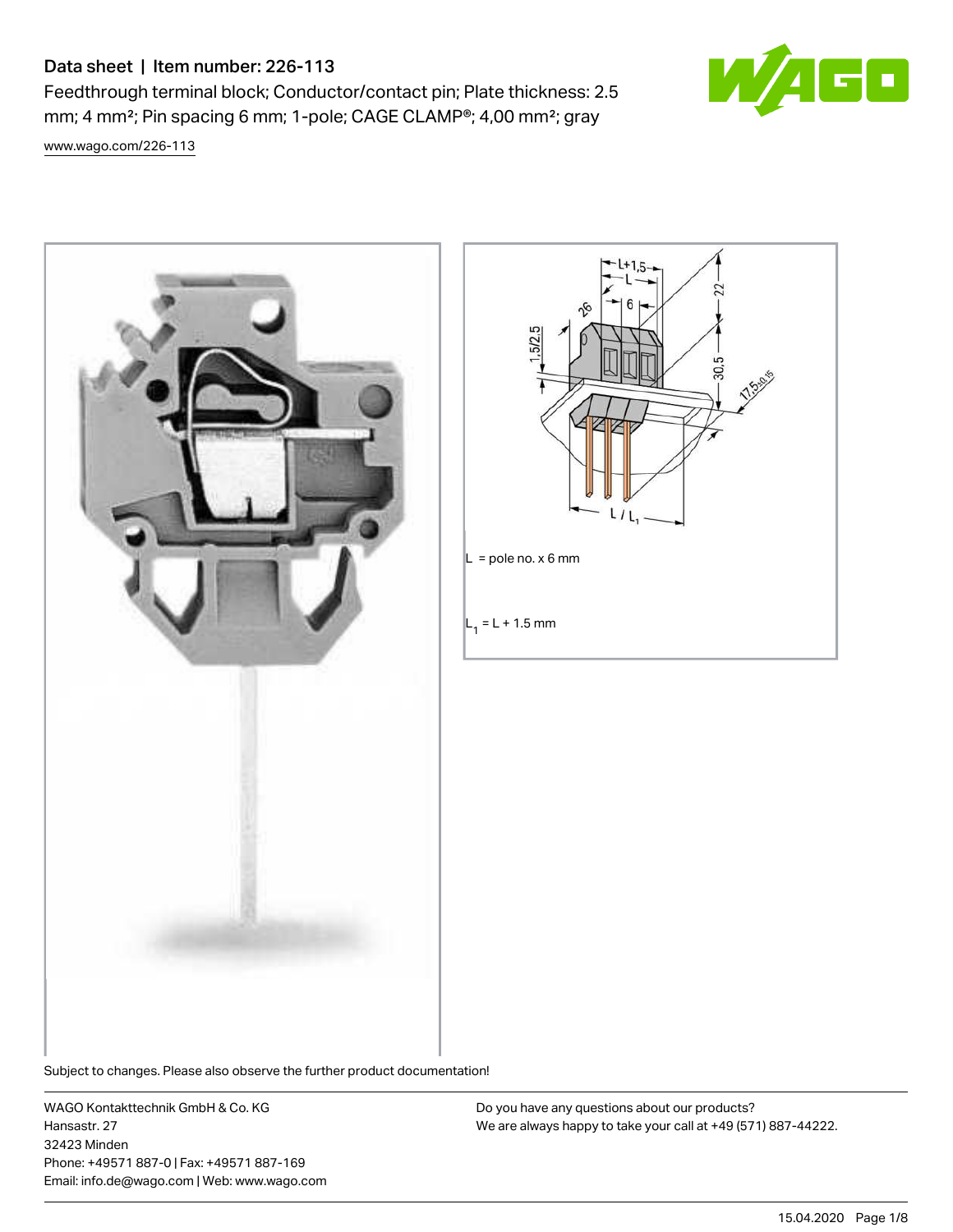# Data sheet | Item number: 226-113

Feedthrough terminal block; Conductor/contact pin; Plate thickness: 2.5 mm; 4 mm²; Pin spacing 6 mm; 1-pole; CAGE CLAMP®; 4,00 mm²; gray

www.wago.com/226-113

L = pole no. x 6 mm

$L_1$ = L + 1.5 mm

Subject to changes. Please also observe the further product documentation!

WAGO Kontakttechnik GmbH & Co. KG
Hansastr. 27
32423 Minden
Phone: +49571 887-0 | Fax: +49571 887-169
Email: info.de@wago.com | Web: www.wago.com

Do you have any questions about our products?
We are always happy to take your call at +49 (571) 887-44222.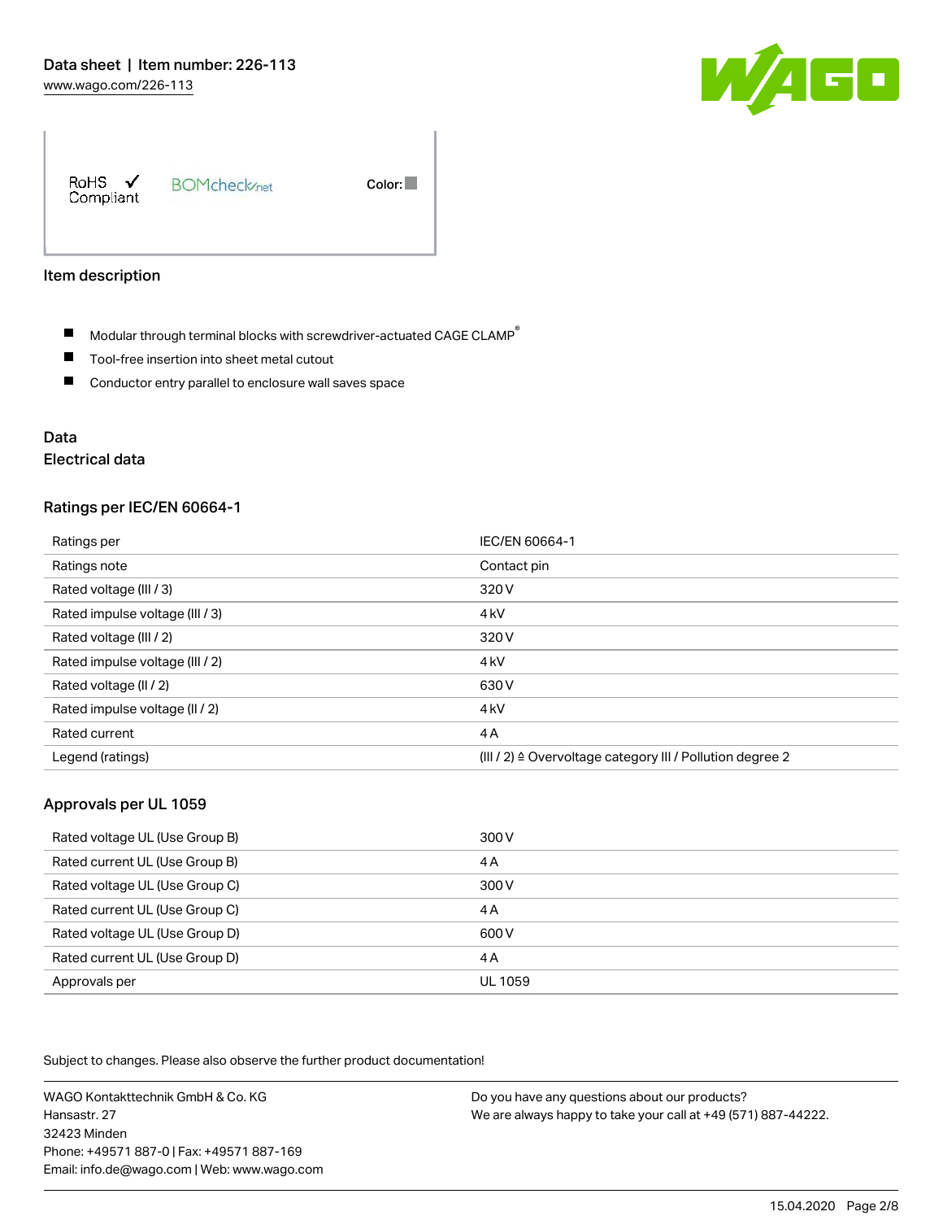RoHS ✓ Compliant BOMcheck.net Color:

## Item description

- Modular through terminal blocks with screwdriver-actuated CAGE CLAMP®
- Tool-free insertion into sheet metal cutout
- Conductor entry parallel to enclosure wall saves space

## Data

### Electrical data

#### Ratings per IEC/EN 60664-1

| | |
|---|---|
| Ratings per | IEC/EN 60664-1 |
| Ratings note | Contact pin |
| Rated voltage (III / 3) | 320 V |
| Rated impulse voltage (III / 3) | 4 kV |
| Rated voltage (III / 2) | 320 V |
| Rated impulse voltage (III / 2) | 4 kV |
| Rated voltage (II / 2) | 630 V |
| Rated impulse voltage (II / 2) | 4 kV |
| Rated current | 4 A |
| Legend (ratings) | (III / 2) ≙ Overvoltage category III / Pollution degree 2 |

#### Approvals per UL 1059

| | |
|---|---|
| Rated voltage UL (Use Group B) | 300 V |
| Rated current UL (Use Group B) | 4 A |
| Rated voltage UL (Use Group C) | 300 V |
| Rated current UL (Use Group C) | 4 A |
| Rated voltage UL (Use Group D) | 600 V |
| Rated current UL (Use Group D) | 4 A |
| Approvals per | UL 1059 |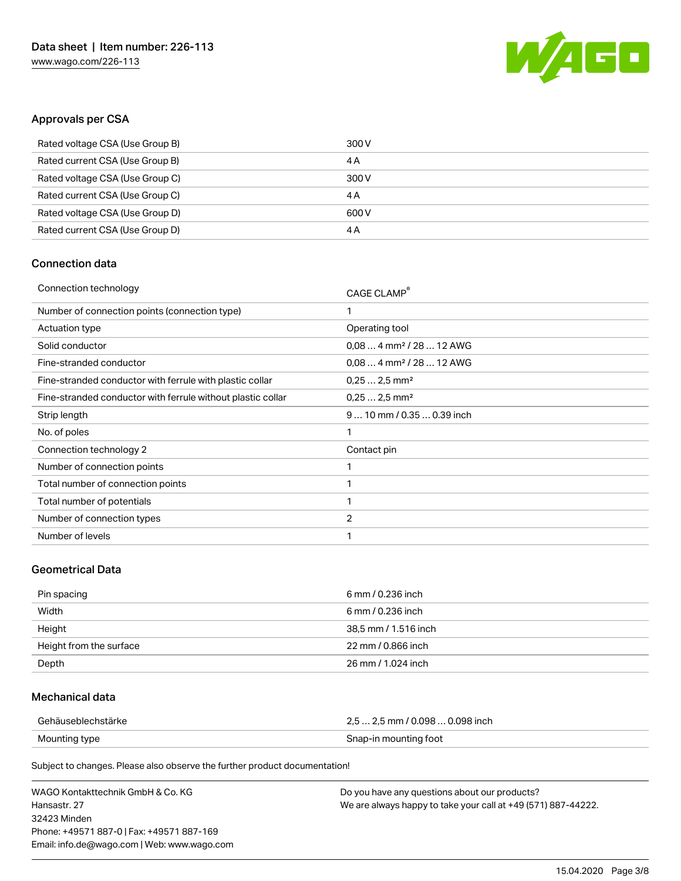## Approvals per CSA

| | |
|---|---|
| Rated voltage CSA (Use Group B) | 300 V |
| Rated current CSA (Use Group B) | 4 A |
| Rated voltage CSA (Use Group C) | 300 V |
| Rated current CSA (Use Group C) | 4 A |
| Rated voltage CSA (Use Group D) | 600 V |
| Rated current CSA (Use Group D) | 4 A |

## Connection data

| | |
|---|---|
| Connection technology | CAGE CLAMP® |
| Number of connection points (connection type) | 1 |
| Actuation type | Operating tool |
| Solid conductor | 0,08 … 4 mm² / 28 … 12 AWG |
| Fine-stranded conductor | 0,08 … 4 mm² / 28 … 12 AWG |
| Fine-stranded conductor with ferrule with plastic collar | 0,25 … 2,5 mm² |
| Fine-stranded conductor with ferrule without plastic collar | 0,25 … 2,5 mm² |
| Strip length | 9 … 10 mm / 0.35 … 0.39 inch |
| No. of poles | 1 |
| Connection technology 2 | Contact pin |
| Number of connection points | 1 |
| Total number of connection points | 1 |
| Total number of potentials | 1 |
| Number of connection types | 2 |
| Number of levels | 1 |

## Geometrical Data

| | |
|---|---|
| Pin spacing | 6 mm / 0.236 inch |
| Width | 6 mm / 0.236 inch |
| Height | 38,5 mm / 1.516 inch |
| Height from the surface | 22 mm / 0.866 inch |
| Depth | 26 mm / 1.024 inch |

## Mechanical data

| | |
|---|---|
| Gehäuseblechstärke | 2,5 … 2,5 mm / 0.098 … 0.098 inch |
| Mounting type | Snap-in mounting foot |

Subject to changes. Please also observe the further product documentation!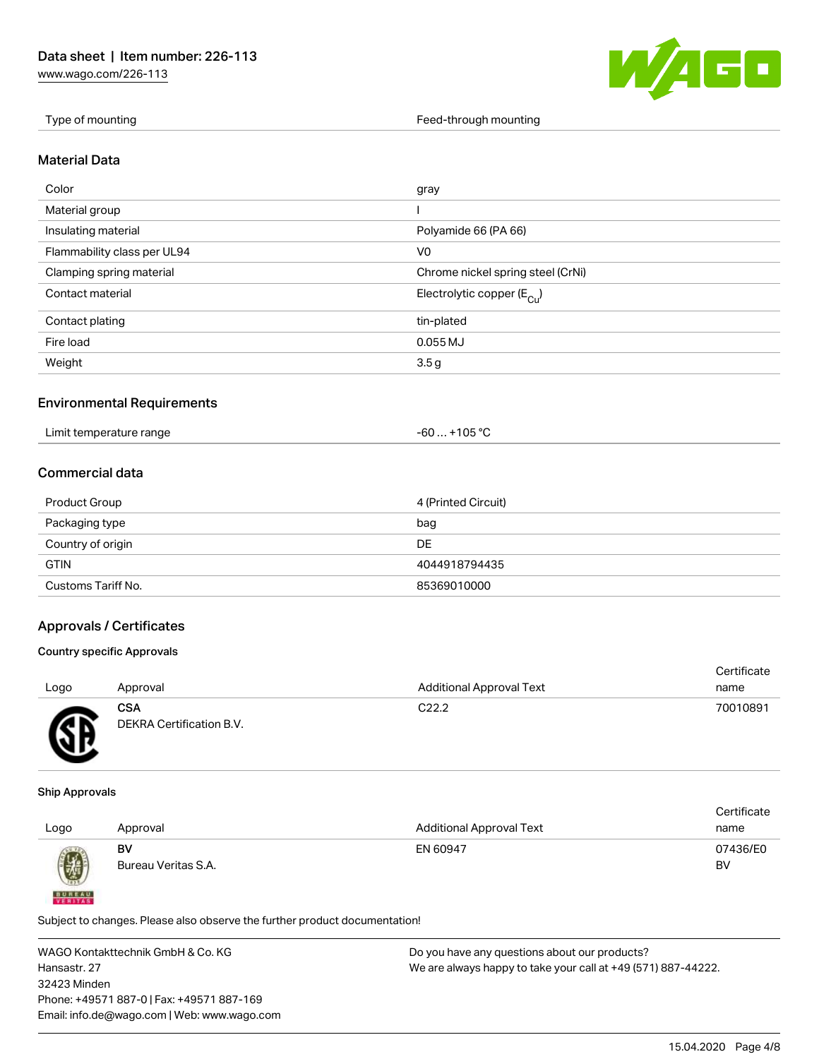| Type of mounting | Feed-through mounting |
| --- | --- |

## Material Data

| Color | gray |
| --- | --- |
| Material group | I |
| Insulating material | Polyamide 66 (PA 66) |
| Flammability class per UL94 | V0 |
| Clamping spring material | Chrome nickel spring steel (CrNi) |
| Contact material | Electrolytic copper ($E_{Cu}$) |
| Contact plating | tin-plated |
| Fire load | 0.055 MJ |
| Weight | 3.5 g |

## Environmental Requirements

| Limit temperature range | -60 … +105 °C |
| --- | --- |

## Commercial data

| Product Group | 4 (Printed Circuit) |
| --- | --- |
| Packaging type | bag |
| Country of origin | DE |
| GTIN | 4044918794435 |
| Customs Tariff No. | 85369010000 |

## Approvals / Certificates

### Country specific Approvals

| Logo | Approval | Additional Approval Text | Certificate name |
| --- | --- | --- | --- |
| | **CSA** DEKRA Certification B.V. | C22.2 | 70010891 |

### Ship Approvals

| Logo | Approval | Additional Approval Text | Certificate name |
| --- | --- | --- | --- |
| | **BV** Bureau Veritas S.A. | EN 60947 | 07436/E0 BV |

Subject to changes. Please also observe the further product documentation!

WAGO Kontakttechnik GmbH & Co. KG
Hansastr. 27
32423 Minden
Phone: +49571 887-0 | Fax: +49571 887-169
Email: info.de@wago.com | Web: www.wago.com

Do you have any questions about our products?
We are always happy to take your call at +49 (571) 887-44222.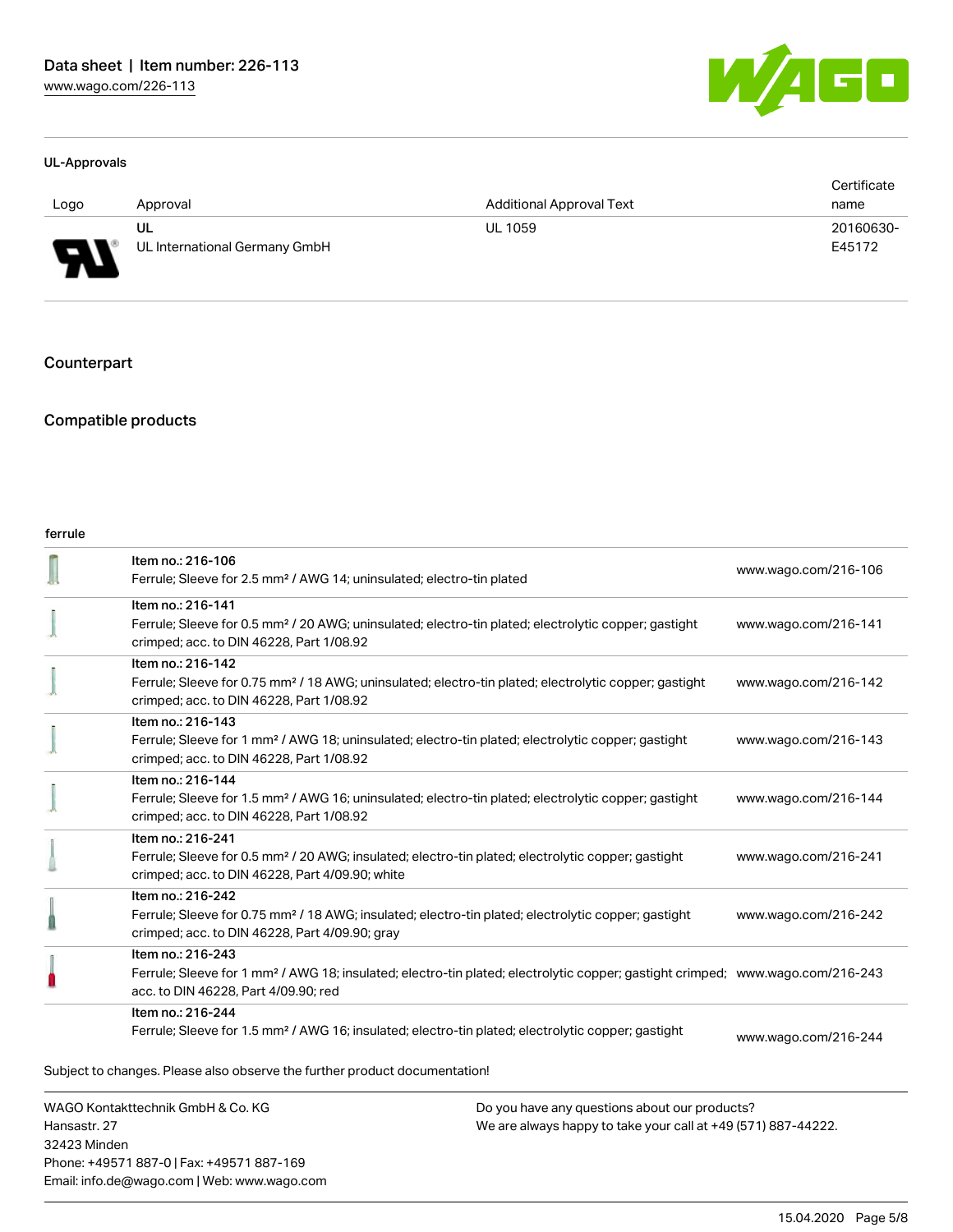## UL-Approvals

| Logo | Approval | Additional Approval Text | Certificate name |
|---|---|---|---|
| | UL<br>UL International Germany GmbH | UL 1059 | 20160630-E45172 |

## Counterpart

## Compatible products

ferrule

| | | |
|---|---|---|
| | Item no.: 216-106<br>Ferrule; Sleeve for 2.5 mm² / AWG 14; uninsulated; electro-tin plated | www.wago.com/216-106 |
| | Item no.: 216-141<br>Ferrule; Sleeve for 0.5 mm² / 20 AWG; uninsulated; electro-tin plated; electrolytic copper; gastight crimped; acc. to DIN 46228, Part 1/08.92 | www.wago.com/216-141 |
| | Item no.: 216-142<br>Ferrule; Sleeve for 0.75 mm² / 18 AWG; uninsulated; electro-tin plated; electrolytic copper; gastight crimped; acc. to DIN 46228, Part 1/08.92 | www.wago.com/216-142 |
| | Item no.: 216-143<br>Ferrule; Sleeve for 1 mm² / AWG 18; uninsulated; electro-tin plated; electrolytic copper; gastight crimped; acc. to DIN 46228, Part 1/08.92 | www.wago.com/216-143 |
| | Item no.: 216-144<br>Ferrule; Sleeve for 1.5 mm² / AWG 16; uninsulated; electro-tin plated; electrolytic copper; gastight crimped; acc. to DIN 46228, Part 1/08.92 | www.wago.com/216-144 |
| | Item no.: 216-241<br>Ferrule; Sleeve for 0.5 mm² / 20 AWG; insulated; electro-tin plated; electrolytic copper; gastight crimped; acc. to DIN 46228, Part 4/09.90; white | www.wago.com/216-241 |
| | Item no.: 216-242<br>Ferrule; Sleeve for 0.75 mm² / 18 AWG; insulated; electro-tin plated; electrolytic copper; gastight crimped; acc. to DIN 46228, Part 4/09.90; gray | www.wago.com/216-242 |
| | Item no.: 216-243<br>Ferrule; Sleeve for 1 mm² / AWG 18; insulated; electro-tin plated; electrolytic copper; gastight crimped; acc. to DIN 46228, Part 4/09.90; red | www.wago.com/216-243 |
| | Item no.: 216-244<br>Ferrule; Sleeve for 1.5 mm² / AWG 16; insulated; electro-tin plated; electrolytic copper; gastight | www.wago.com/216-244 |

Subject to changes. Please also observe the further product documentation!

WAGO Kontakttechnik GmbH & Co. KG
Hansastr. 27
32423 Minden
Phone: +49571 887-0 | Fax: +49571 887-169
Email: info.de@wago.com | Web: www.wago.com

Do you have any questions about our products?
We are always happy to take your call at +49 (571) 887-44222.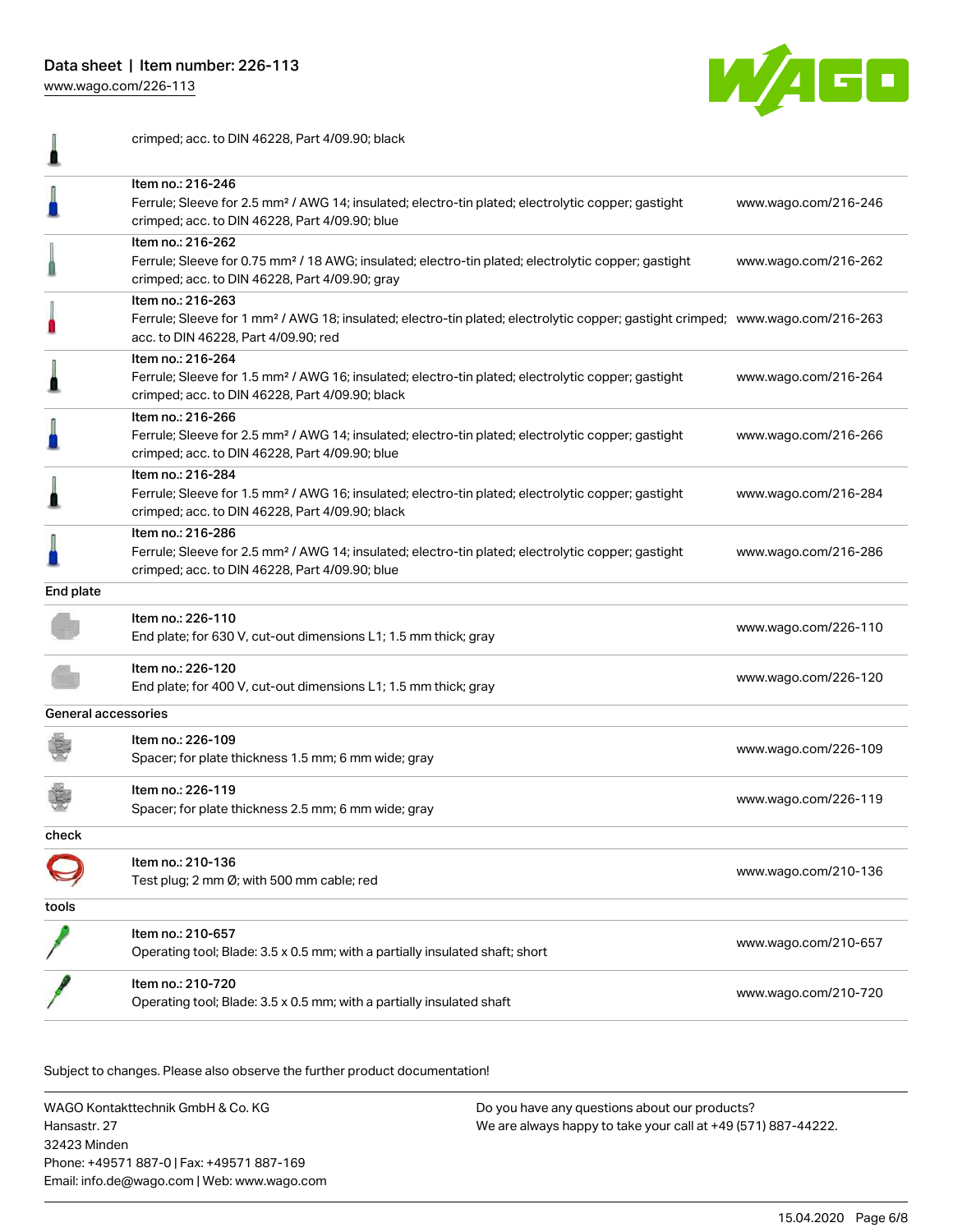| | | |
|---|---|---|
| | crimped; acc. to DIN 46228, Part 4/09.90; black | |
| | Item no.: 216-246<br>Ferrule; Sleeve for 2.5 mm² / AWG 14; insulated; electro-tin plated; electrolytic copper; gastight crimped; acc. to DIN 46228, Part 4/09.90; blue | www.wago.com/216-246 |
| | Item no.: 216-262<br>Ferrule; Sleeve for 0.75 mm² / 18 AWG; insulated; electro-tin plated; electrolytic copper; gastight crimped; acc. to DIN 46228, Part 4/09.90; gray | www.wago.com/216-262 |
| | Item no.: 216-263<br>Ferrule; Sleeve for 1 mm² / AWG 18; insulated; electro-tin plated; electrolytic copper; gastight crimped; acc. to DIN 46228, Part 4/09.90; red | www.wago.com/216-263 |
| | Item no.: 216-264<br>Ferrule; Sleeve for 1.5 mm² / AWG 16; insulated; electro-tin plated; electrolytic copper; gastight crimped; acc. to DIN 46228, Part 4/09.90; black | www.wago.com/216-264 |
| | Item no.: 216-266<br>Ferrule; Sleeve for 2.5 mm² / AWG 14; insulated; electro-tin plated; electrolytic copper; gastight crimped; acc. to DIN 46228, Part 4/09.90; blue | www.wago.com/216-266 |
| | Item no.: 216-284<br>Ferrule; Sleeve for 1.5 mm² / AWG 16; insulated; electro-tin plated; electrolytic copper; gastight crimped; acc. to DIN 46228, Part 4/09.90; black | www.wago.com/216-284 |
| | Item no.: 216-286<br>Ferrule; Sleeve for 2.5 mm² / AWG 14; insulated; electro-tin plated; electrolytic copper; gastight crimped; acc. to DIN 46228, Part 4/09.90; blue | www.wago.com/216-286 |
| **End plate** | | |
| | Item no.: 226-110<br>End plate; for 630 V, cut-out dimensions L1; 1.5 mm thick; gray | www.wago.com/226-110 |
| | Item no.: 226-120<br>End plate; for 400 V, cut-out dimensions L1; 1.5 mm thick; gray | www.wago.com/226-120 |
| **General accessories** | | |
| | Item no.: 226-109<br>Spacer; for plate thickness 1.5 mm; 6 mm wide; gray | www.wago.com/226-109 |
| | Item no.: 226-119<br>Spacer; for plate thickness 2.5 mm; 6 mm wide; gray | www.wago.com/226-119 |
| **check** | | |
| | Item no.: 210-136<br>Test plug; 2 mm Ø; with 500 mm cable; red | www.wago.com/210-136 |
| **tools** | | |
| | Item no.: 210-657<br>Operating tool; Blade: 3.5 x 0.5 mm; with a partially insulated shaft; short | www.wago.com/210-657 |
| | Item no.: 210-720<br>Operating tool; Blade: 3.5 x 0.5 mm; with a partially insulated shaft | www.wago.com/210-720 |

Subject to changes. Please also observe the further product documentation!

WAGO Kontakttechnik GmbH & Co. KG
Hansastr. 27
32423 Minden
Phone: +49571 887-0 | Fax: +49571 887-169
Email: info.de@wago.com | Web: www.wago.com

Do you have any questions about our products?
We are always happy to take your call at +49 (571) 887-44222.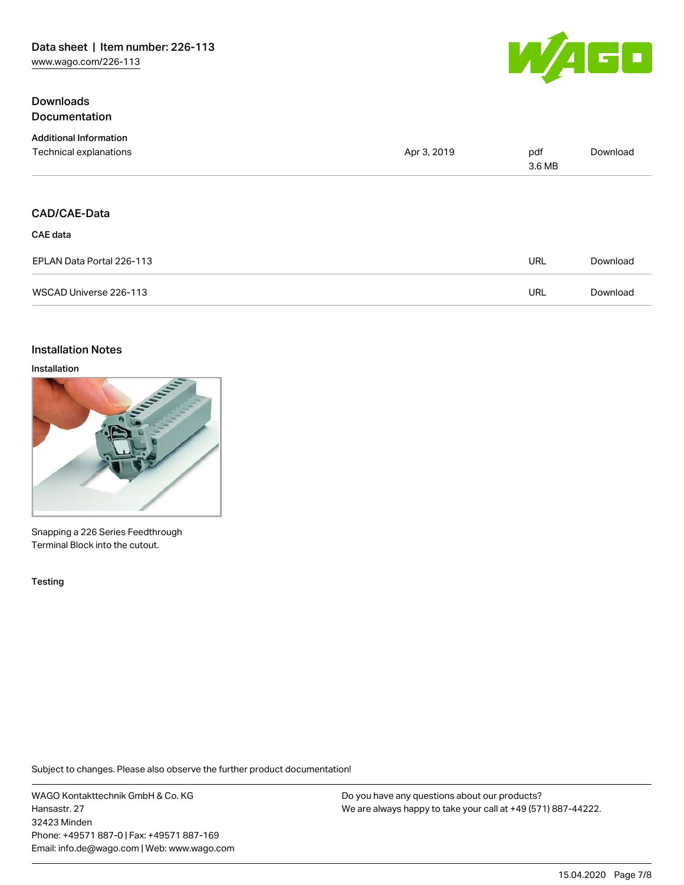## Downloads

## Documentation

### Additional Information

| | | | |
|---|---|---|---|
| Technical explanations | Apr 3, 2019 | pdf 3.6 MB | Download |

## CAD/CAE-Data

### CAE data

| | | |
|---|---|---|
| EPLAN Data Portal 226-113 | URL | Download |
| WSCAD Universe 226-113 | URL | Download |

## Installation Notes

### Installation

Snapping a 226 Series Feedthrough Terminal Block into the cutout.

### Testing

Subject to changes. Please also observe the further product documentation!

WAGO Kontakttechnik GmbH & Co. KG
Hansastr. 27
32423 Minden
Phone: +49571 887-0 | Fax: +49571 887-169
Email: info.de@wago.com | Web: www.wago.com

Do you have any questions about our products?
We are always happy to take your call at +49 (571) 887-44222.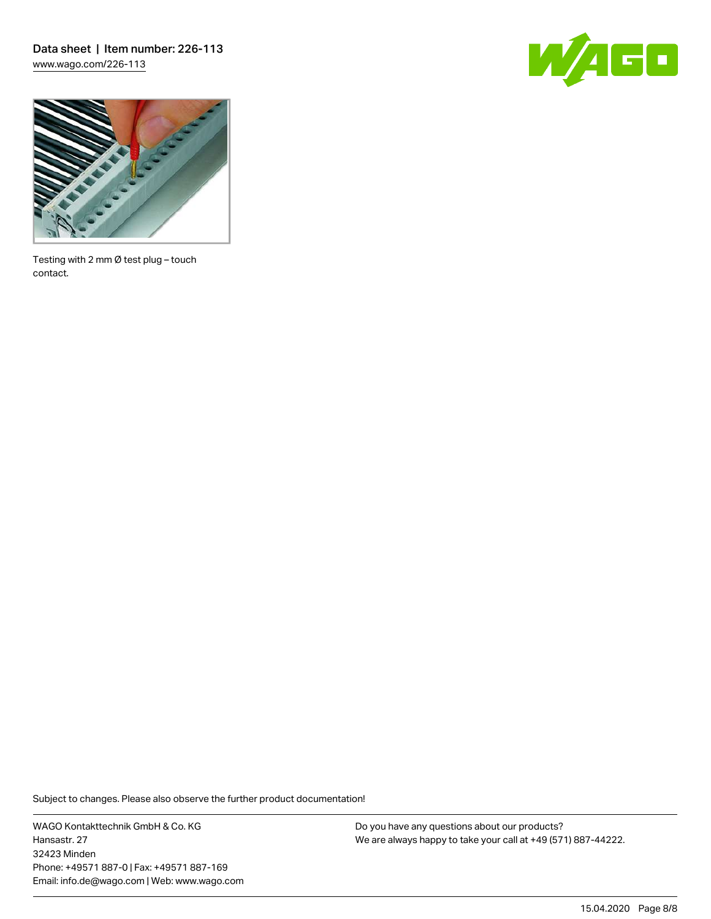Testing with 2 mm Ø test plug – touch contact.

Subject to changes. Please also observe the further product documentation!

WAGO Kontakttechnik GmbH & Co. KG
Hansastr. 27
32423 Minden
Phone: +49571 887-0 | Fax: +49571 887-169
Email: info.de@wago.com | Web: www.wago.com

Do you have any questions about our products?
We are always happy to take your call at +49 (571) 887-44222.